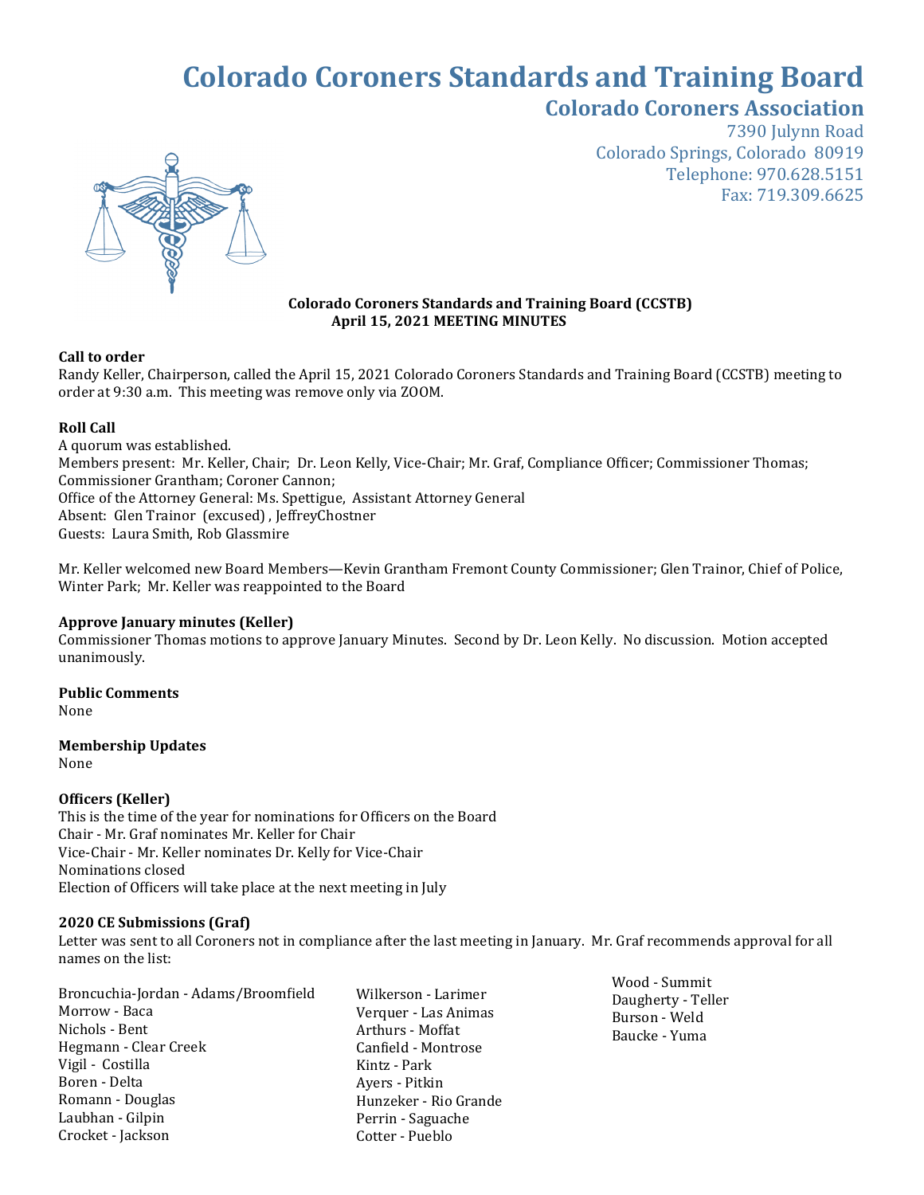# Colorado Coroners Standards and Training Board

## Colorado Coroners Association

7390 Julynn Road
Colorado Springs, Colorado 80919
Telephone: 970.628.5151
Fax: 719.309.6625

**Colorado Coroners Standards and Training Board (CCSTB)**
**April 15, 2021 MEETING MINUTES**

**Call to order**
Randy Keller, Chairperson, called the April 15, 2021 Colorado Coroners Standards and Training Board (CCSTB) meeting to order at 9:30 a.m. This meeting was remove only via ZOOM.

**Roll Call**
A quorum was established.
Members present: Mr. Keller, Chair; Dr. Leon Kelly, Vice-Chair; Mr. Graf, Compliance Officer; Commissioner Thomas; Commissioner Grantham; Coroner Cannon;
Office of the Attorney General: Ms. Spettigue, Assistant Attorney General
Absent: Glen Trainor (excused) , JeffreyChostner
Guests: Laura Smith, Rob Glassmire

Mr. Keller welcomed new Board Members—Kevin Grantham Fremont County Commissioner; Glen Trainor, Chief of Police, Winter Park; Mr. Keller was reappointed to the Board

**Approve January minutes (Keller)**
Commissioner Thomas motions to approve January Minutes. Second by Dr. Leon Kelly. No discussion. Motion accepted unanimously.

**Public Comments**
None

**Membership Updates**
None

**Officers (Keller)**
This is the time of the year for nominations for Officers on the Board
Chair - Mr. Graf nominates Mr. Keller for Chair
Vice-Chair - Mr. Keller nominates Dr. Kelly for Vice-Chair
Nominations closed
Election of Officers will take place at the next meeting in July

**2020 CE Submissions (Graf)**
Letter was sent to all Coroners not in compliance after the last meeting in January. Mr. Graf recommends approval for all names on the list:

Broncuchia-Jordan - Adams/Broomfield
Morrow - Baca
Nichols - Bent
Hegmann - Clear Creek
Vigil - Costilla
Boren - Delta
Romann - Douglas
Laubhan - Gilpin
Crocket - Jackson
Wilkerson - Larimer
Verquer - Las Animas
Arthurs - Moffat
Canfield - Montrose
Kintz - Park
Ayers - Pitkin
Hunzeker - Rio Grande
Perrin - Saguache
Cotter - Pueblo
Wood - Summit
Daugherty - Teller
Burson - Weld
Baucke - Yuma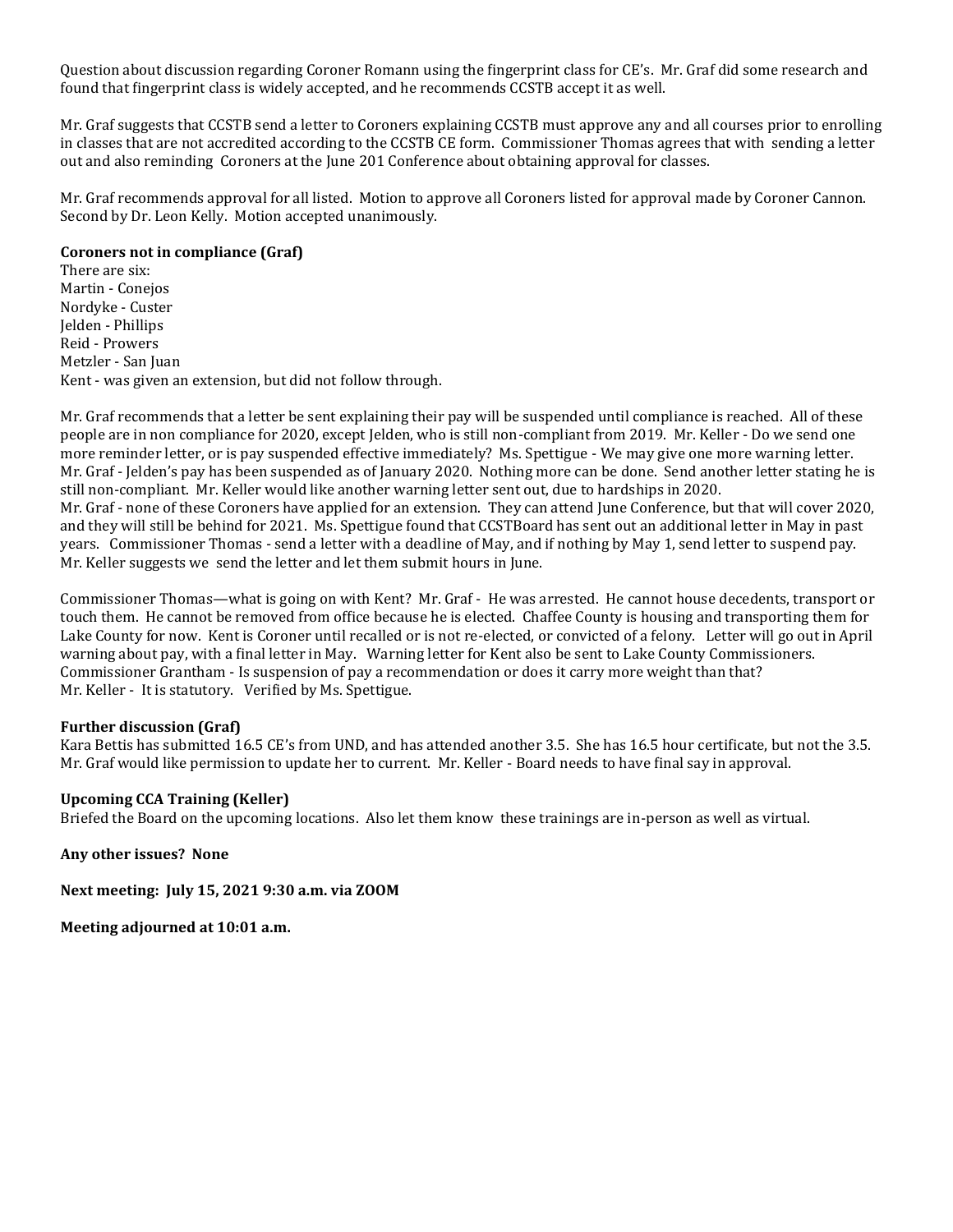Question about discussion regarding Coroner Romann using the fingerprint class for CE's. Mr. Graf did some research and found that fingerprint class is widely accepted, and he recommends CCSTB accept it as well.

Mr. Graf suggests that CCSTB send a letter to Coroners explaining CCSTB must approve any and all courses prior to enrolling in classes that are not accredited according to the CCSTB CE form. Commissioner Thomas agrees that with sending a letter out and also reminding Coroners at the June 201 Conference about obtaining approval for classes.

Mr. Graf recommends approval for all listed. Motion to approve all Coroners listed for approval made by Coroner Cannon. Second by Dr. Leon Kelly. Motion accepted unanimously.

**Coroners not in compliance (Graf)**

There are six:
Martin - Conejos
Nordyke - Custer
Jelden - Phillips
Reid - Prowers
Metzler - San Juan
Kent - was given an extension, but did not follow through.

Mr. Graf recommends that a letter be sent explaining their pay will be suspended until compliance is reached. All of these people are in non compliance for 2020, except Jelden, who is still non-compliant from 2019. Mr. Keller - Do we send one more reminder letter, or is pay suspended effective immediately? Ms. Spettigue - We may give one more warning letter. Mr. Graf - Jelden's pay has been suspended as of January 2020. Nothing more can be done. Send another letter stating he is still non-compliant. Mr. Keller would like another warning letter sent out, due to hardships in 2020.
Mr. Graf - none of these Coroners have applied for an extension. They can attend June Conference, but that will cover 2020, and they will still be behind for 2021. Ms. Spettigue found that CCSTBoard has sent out an additional letter in May in past years. Commissioner Thomas - send a letter with a deadline of May, and if nothing by May 1, send letter to suspend pay. Mr. Keller suggests we send the letter and let them submit hours in June.

Commissioner Thomas—what is going on with Kent? Mr. Graf - He was arrested. He cannot house decedents, transport or touch them. He cannot be removed from office because he is elected. Chaffee County is housing and transporting them for Lake County for now. Kent is Coroner until recalled or is not re-elected, or convicted of a felony. Letter will go out in April warning about pay, with a final letter in May. Warning letter for Kent also be sent to Lake County Commissioners.
Commissioner Grantham - Is suspension of pay a recommendation or does it carry more weight than that?
Mr. Keller - It is statutory. Verified by Ms. Spettigue.

**Further discussion (Graf)**

Kara Bettis has submitted 16.5 CE's from UND, and has attended another 3.5. She has 16.5 hour certificate, but not the 3.5. Mr. Graf would like permission to update her to current. Mr. Keller - Board needs to have final say in approval.

**Upcoming CCA Training (Keller)**

Briefed the Board on the upcoming locations. Also let them know these trainings are in-person as well as virtual.

**Any other issues? None**

**Next meeting: July 15, 2021 9:30 a.m. via ZOOM**

**Meeting adjourned at 10:01 a.m.**